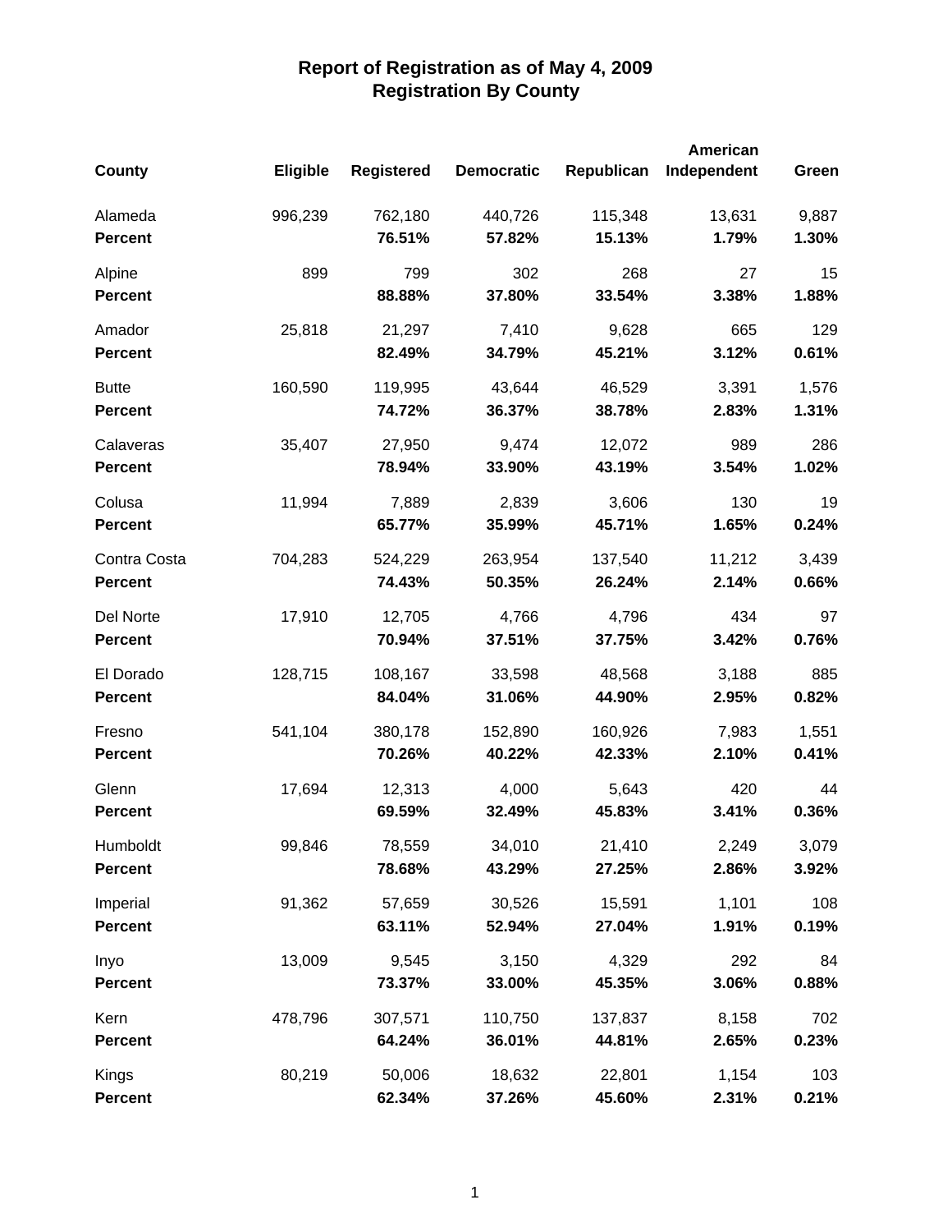# Report of Registration as of May 4, 2009
## Registration By County

| County | Eligible | Registered | Democratic | Republican | American Independent | Green |
|---|---|---|---|---|---|---|
| Alameda | 996,239 | 762,180 | 440,726 | 115,348 | 13,631 | 9,887 |
| **Percent** | | **76.51%** | **57.82%** | **15.13%** | **1.79%** | **1.30%** |
| Alpine | 899 | 799 | 302 | 268 | 27 | 15 |
| **Percent** | | **88.88%** | **37.80%** | **33.54%** | **3.38%** | **1.88%** |
| Amador | 25,818 | 21,297 | 7,410 | 9,628 | 665 | 129 |
| **Percent** | | **82.49%** | **34.79%** | **45.21%** | **3.12%** | **0.61%** |
| Butte | 160,590 | 119,995 | 43,644 | 46,529 | 3,391 | 1,576 |
| **Percent** | | **74.72%** | **36.37%** | **38.78%** | **2.83%** | **1.31%** |
| Calaveras | 35,407 | 27,950 | 9,474 | 12,072 | 989 | 286 |
| **Percent** | | **78.94%** | **33.90%** | **43.19%** | **3.54%** | **1.02%** |
| Colusa | 11,994 | 7,889 | 2,839 | 3,606 | 130 | 19 |
| **Percent** | | **65.77%** | **35.99%** | **45.71%** | **1.65%** | **0.24%** |
| Contra Costa | 704,283 | 524,229 | 263,954 | 137,540 | 11,212 | 3,439 |
| **Percent** | | **74.43%** | **50.35%** | **26.24%** | **2.14%** | **0.66%** |
| Del Norte | 17,910 | 12,705 | 4,766 | 4,796 | 434 | 97 |
| **Percent** | | **70.94%** | **37.51%** | **37.75%** | **3.42%** | **0.76%** |
| El Dorado | 128,715 | 108,167 | 33,598 | 48,568 | 3,188 | 885 |
| **Percent** | | **84.04%** | **31.06%** | **44.90%** | **2.95%** | **0.82%** |
| Fresno | 541,104 | 380,178 | 152,890 | 160,926 | 7,983 | 1,551 |
| **Percent** | | **70.26%** | **40.22%** | **42.33%** | **2.10%** | **0.41%** |
| Glenn | 17,694 | 12,313 | 4,000 | 5,643 | 420 | 44 |
| **Percent** | | **69.59%** | **32.49%** | **45.83%** | **3.41%** | **0.36%** |
| Humboldt | 99,846 | 78,559 | 34,010 | 21,410 | 2,249 | 3,079 |
| **Percent** | | **78.68%** | **43.29%** | **27.25%** | **2.86%** | **3.92%** |
| Imperial | 91,362 | 57,659 | 30,526 | 15,591 | 1,101 | 108 |
| **Percent** | | **63.11%** | **52.94%** | **27.04%** | **1.91%** | **0.19%** |
| Inyo | 13,009 | 9,545 | 3,150 | 4,329 | 292 | 84 |
| **Percent** | | **73.37%** | **33.00%** | **45.35%** | **3.06%** | **0.88%** |
| Kern | 478,796 | 307,571 | 110,750 | 137,837 | 8,158 | 702 |
| **Percent** | | **64.24%** | **36.01%** | **44.81%** | **2.65%** | **0.23%** |
| Kings | 80,219 | 50,006 | 18,632 | 22,801 | 1,154 | 103 |
| **Percent** | | **62.34%** | **37.26%** | **45.60%** | **2.31%** | **0.21%** |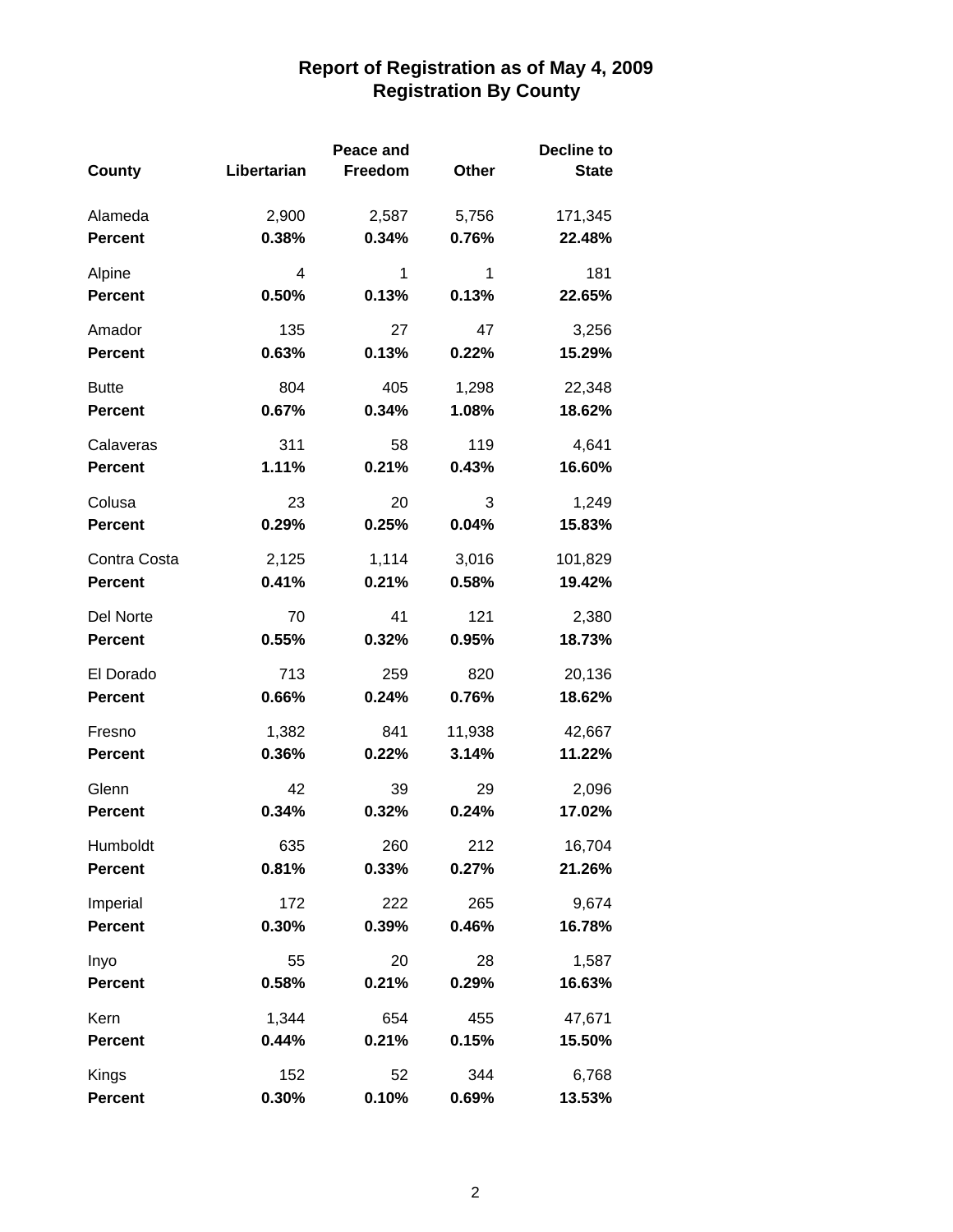# Report of Registration as of May 4, 2009
## Registration By County

| County | Libertarian | Peace and Freedom | Other | Decline to State |
|---|---|---|---|---|
| Alameda | 2,900 | 2,587 | 5,756 | 171,345 |
| **Percent** | **0.38%** | **0.34%** | **0.76%** | **22.48%** |
| Alpine | 4 | 1 | 1 | 181 |
| **Percent** | **0.50%** | **0.13%** | **0.13%** | **22.65%** |
| Amador | 135 | 27 | 47 | 3,256 |
| **Percent** | **0.63%** | **0.13%** | **0.22%** | **15.29%** |
| Butte | 804 | 405 | 1,298 | 22,348 |
| **Percent** | **0.67%** | **0.34%** | **1.08%** | **18.62%** |
| Calaveras | 311 | 58 | 119 | 4,641 |
| **Percent** | **1.11%** | **0.21%** | **0.43%** | **16.60%** |
| Colusa | 23 | 20 | 3 | 1,249 |
| **Percent** | **0.29%** | **0.25%** | **0.04%** | **15.83%** |
| Contra Costa | 2,125 | 1,114 | 3,016 | 101,829 |
| **Percent** | **0.41%** | **0.21%** | **0.58%** | **19.42%** |
| Del Norte | 70 | 41 | 121 | 2,380 |
| **Percent** | **0.55%** | **0.32%** | **0.95%** | **18.73%** |
| El Dorado | 713 | 259 | 820 | 20,136 |
| **Percent** | **0.66%** | **0.24%** | **0.76%** | **18.62%** |
| Fresno | 1,382 | 841 | 11,938 | 42,667 |
| **Percent** | **0.36%** | **0.22%** | **3.14%** | **11.22%** |
| Glenn | 42 | 39 | 29 | 2,096 |
| **Percent** | **0.34%** | **0.32%** | **0.24%** | **17.02%** |
| Humboldt | 635 | 260 | 212 | 16,704 |
| **Percent** | **0.81%** | **0.33%** | **0.27%** | **21.26%** |
| Imperial | 172 | 222 | 265 | 9,674 |
| **Percent** | **0.30%** | **0.39%** | **0.46%** | **16.78%** |
| Inyo | 55 | 20 | 28 | 1,587 |
| **Percent** | **0.58%** | **0.21%** | **0.29%** | **16.63%** |
| Kern | 1,344 | 654 | 455 | 47,671 |
| **Percent** | **0.44%** | **0.21%** | **0.15%** | **15.50%** |
| Kings | 152 | 52 | 344 | 6,768 |
| **Percent** | **0.30%** | **0.10%** | **0.69%** | **13.53%** |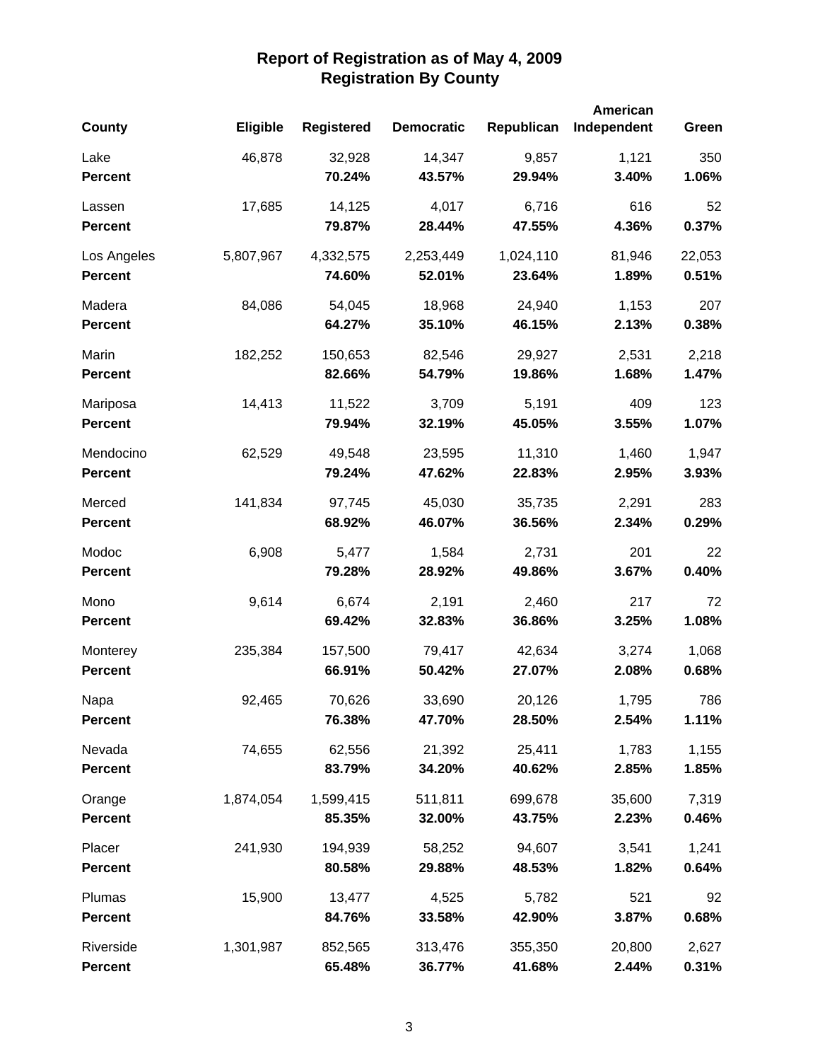# Report of Registration as of May 4, 2009
## Registration By County

| County | Eligible | Registered | Democratic | Republican | American Independent | Green |
|---|---|---|---|---|---|---|
| Lake | 46,878 | 32,928 | 14,347 | 9,857 | 1,121 | 350 |
| **Percent** | | **70.24%** | **43.57%** | **29.94%** | **3.40%** | **1.06%** |
| Lassen | 17,685 | 14,125 | 4,017 | 6,716 | 616 | 52 |
| **Percent** | | **79.87%** | **28.44%** | **47.55%** | **4.36%** | **0.37%** |
| Los Angeles | 5,807,967 | 4,332,575 | 2,253,449 | 1,024,110 | 81,946 | 22,053 |
| **Percent** | | **74.60%** | **52.01%** | **23.64%** | **1.89%** | **0.51%** |
| Madera | 84,086 | 54,045 | 18,968 | 24,940 | 1,153 | 207 |
| **Percent** | | **64.27%** | **35.10%** | **46.15%** | **2.13%** | **0.38%** |
| Marin | 182,252 | 150,653 | 82,546 | 29,927 | 2,531 | 2,218 |
| **Percent** | | **82.66%** | **54.79%** | **19.86%** | **1.68%** | **1.47%** |
| Mariposa | 14,413 | 11,522 | 3,709 | 5,191 | 409 | 123 |
| **Percent** | | **79.94%** | **32.19%** | **45.05%** | **3.55%** | **1.07%** |
| Mendocino | 62,529 | 49,548 | 23,595 | 11,310 | 1,460 | 1,947 |
| **Percent** | | **79.24%** | **47.62%** | **22.83%** | **2.95%** | **3.93%** |
| Merced | 141,834 | 97,745 | 45,030 | 35,735 | 2,291 | 283 |
| **Percent** | | **68.92%** | **46.07%** | **36.56%** | **2.34%** | **0.29%** |
| Modoc | 6,908 | 5,477 | 1,584 | 2,731 | 201 | 22 |
| **Percent** | | **79.28%** | **28.92%** | **49.86%** | **3.67%** | **0.40%** |
| Mono | 9,614 | 6,674 | 2,191 | 2,460 | 217 | 72 |
| **Percent** | | **69.42%** | **32.83%** | **36.86%** | **3.25%** | **1.08%** |
| Monterey | 235,384 | 157,500 | 79,417 | 42,634 | 3,274 | 1,068 |
| **Percent** | | **66.91%** | **50.42%** | **27.07%** | **2.08%** | **0.68%** |
| Napa | 92,465 | 70,626 | 33,690 | 20,126 | 1,795 | 786 |
| **Percent** | | **76.38%** | **47.70%** | **28.50%** | **2.54%** | **1.11%** |
| Nevada | 74,655 | 62,556 | 21,392 | 25,411 | 1,783 | 1,155 |
| **Percent** | | **83.79%** | **34.20%** | **40.62%** | **2.85%** | **1.85%** |
| Orange | 1,874,054 | 1,599,415 | 511,811 | 699,678 | 35,600 | 7,319 |
| **Percent** | | **85.35%** | **32.00%** | **43.75%** | **2.23%** | **0.46%** |
| Placer | 241,930 | 194,939 | 58,252 | 94,607 | 3,541 | 1,241 |
| **Percent** | | **80.58%** | **29.88%** | **48.53%** | **1.82%** | **0.64%** |
| Plumas | 15,900 | 13,477 | 4,525 | 5,782 | 521 | 92 |
| **Percent** | | **84.76%** | **33.58%** | **42.90%** | **3.87%** | **0.68%** |
| Riverside | 1,301,987 | 852,565 | 313,476 | 355,350 | 20,800 | 2,627 |
| **Percent** | | **65.48%** | **36.77%** | **41.68%** | **2.44%** | **0.31%** |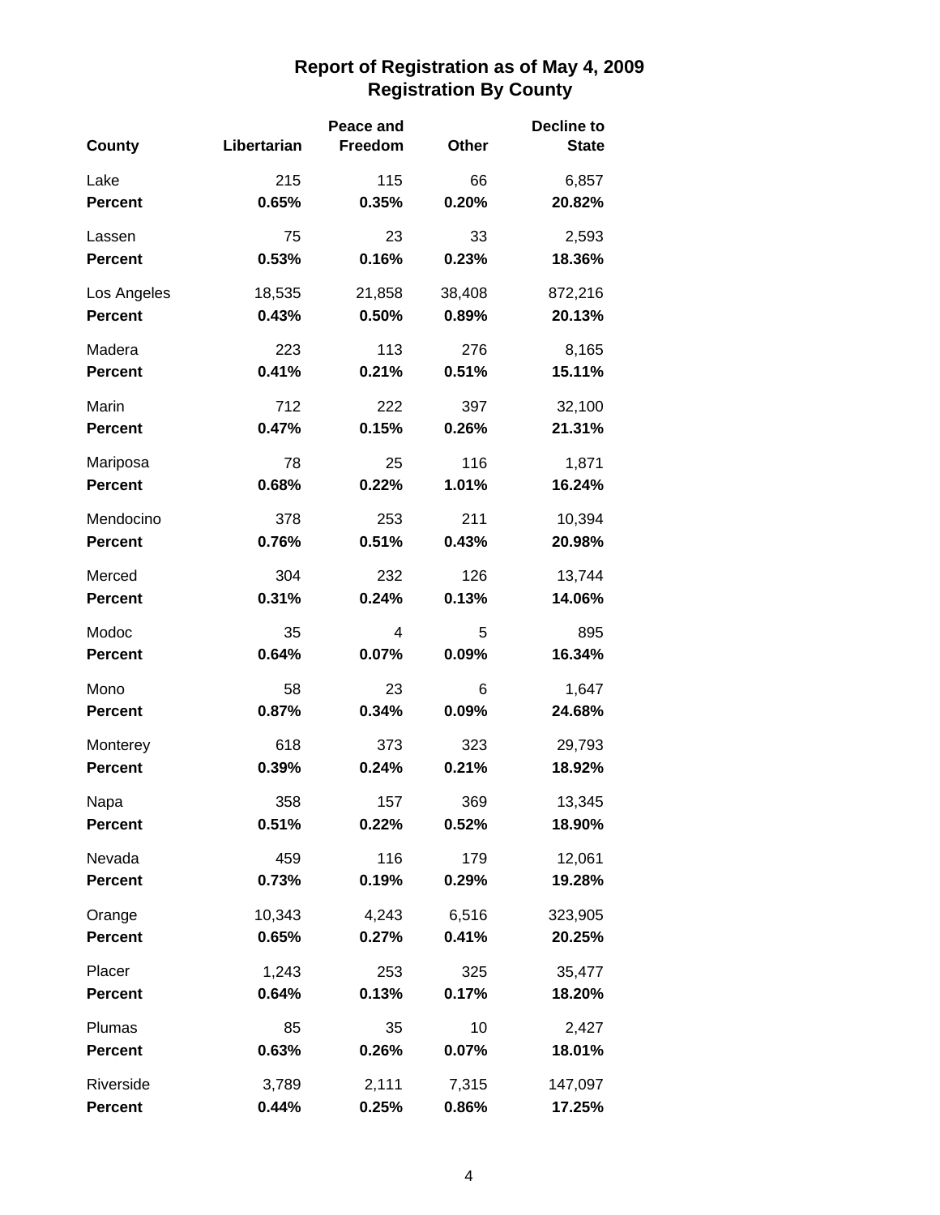# Report of Registration as of May 4, 2009
## Registration By County

| County | Libertarian | Peace and Freedom | Other | Decline to State |
|---|---|---|---|---|
| Lake | 215 | 115 | 66 | 6,857 |
| **Percent** | **0.65%** | **0.35%** | **0.20%** | **20.82%** |
| Lassen | 75 | 23 | 33 | 2,593 |
| **Percent** | **0.53%** | **0.16%** | **0.23%** | **18.36%** |
| Los Angeles | 18,535 | 21,858 | 38,408 | 872,216 |
| **Percent** | **0.43%** | **0.50%** | **0.89%** | **20.13%** |
| Madera | 223 | 113 | 276 | 8,165 |
| **Percent** | **0.41%** | **0.21%** | **0.51%** | **15.11%** |
| Marin | 712 | 222 | 397 | 32,100 |
| **Percent** | **0.47%** | **0.15%** | **0.26%** | **21.31%** |
| Mariposa | 78 | 25 | 116 | 1,871 |
| **Percent** | **0.68%** | **0.22%** | **1.01%** | **16.24%** |
| Mendocino | 378 | 253 | 211 | 10,394 |
| **Percent** | **0.76%** | **0.51%** | **0.43%** | **20.98%** |
| Merced | 304 | 232 | 126 | 13,744 |
| **Percent** | **0.31%** | **0.24%** | **0.13%** | **14.06%** |
| Modoc | 35 | 4 | 5 | 895 |
| **Percent** | **0.64%** | **0.07%** | **0.09%** | **16.34%** |
| Mono | 58 | 23 | 6 | 1,647 |
| **Percent** | **0.87%** | **0.34%** | **0.09%** | **24.68%** |
| Monterey | 618 | 373 | 323 | 29,793 |
| **Percent** | **0.39%** | **0.24%** | **0.21%** | **18.92%** |
| Napa | 358 | 157 | 369 | 13,345 |
| **Percent** | **0.51%** | **0.22%** | **0.52%** | **18.90%** |
| Nevada | 459 | 116 | 179 | 12,061 |
| **Percent** | **0.73%** | **0.19%** | **0.29%** | **19.28%** |
| Orange | 10,343 | 4,243 | 6,516 | 323,905 |
| **Percent** | **0.65%** | **0.27%** | **0.41%** | **20.25%** |
| Placer | 1,243 | 253 | 325 | 35,477 |
| **Percent** | **0.64%** | **0.13%** | **0.17%** | **18.20%** |
| Plumas | 85 | 35 | 10 | 2,427 |
| **Percent** | **0.63%** | **0.26%** | **0.07%** | **18.01%** |
| Riverside | 3,789 | 2,111 | 7,315 | 147,097 |
| **Percent** | **0.44%** | **0.25%** | **0.86%** | **17.25%** |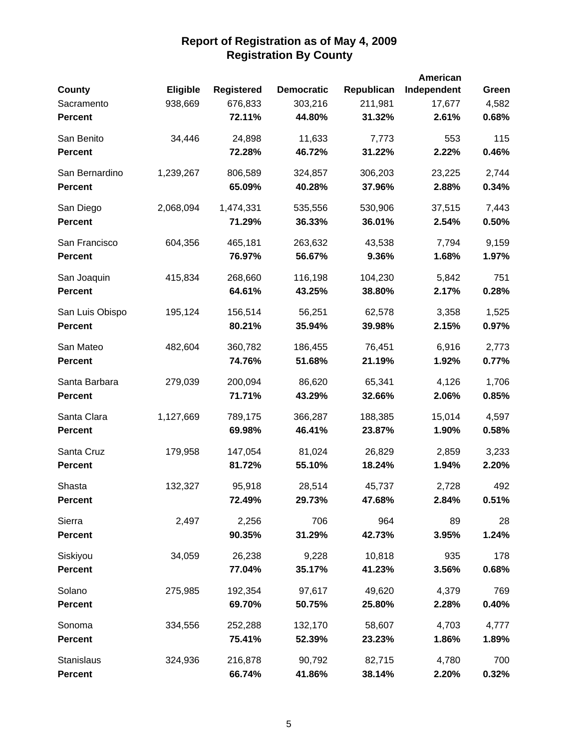# Report of Registration as of May 4, 2009
## Registration By County

| County | Eligible | Registered | Democratic | Republican | American Independent | Green |
|---|---|---|---|---|---|---|
| Sacramento | 938,669 | 676,833 | 303,216 | 211,981 | 17,677 | 4,582 |
| **Percent** | | **72.11%** | **44.80%** | **31.32%** | **2.61%** | **0.68%** |
| San Benito | 34,446 | 24,898 | 11,633 | 7,773 | 553 | 115 |
| **Percent** | | **72.28%** | **46.72%** | **31.22%** | **2.22%** | **0.46%** |
| San Bernardino | 1,239,267 | 806,589 | 324,857 | 306,203 | 23,225 | 2,744 |
| **Percent** | | **65.09%** | **40.28%** | **37.96%** | **2.88%** | **0.34%** |
| San Diego | 2,068,094 | 1,474,331 | 535,556 | 530,906 | 37,515 | 7,443 |
| **Percent** | | **71.29%** | **36.33%** | **36.01%** | **2.54%** | **0.50%** |
| San Francisco | 604,356 | 465,181 | 263,632 | 43,538 | 7,794 | 9,159 |
| **Percent** | | **76.97%** | **56.67%** | **9.36%** | **1.68%** | **1.97%** |
| San Joaquin | 415,834 | 268,660 | 116,198 | 104,230 | 5,842 | 751 |
| **Percent** | | **64.61%** | **43.25%** | **38.80%** | **2.17%** | **0.28%** |
| San Luis Obispo | 195,124 | 156,514 | 56,251 | 62,578 | 3,358 | 1,525 |
| **Percent** | | **80.21%** | **35.94%** | **39.98%** | **2.15%** | **0.97%** |
| San Mateo | 482,604 | 360,782 | 186,455 | 76,451 | 6,916 | 2,773 |
| **Percent** | | **74.76%** | **51.68%** | **21.19%** | **1.92%** | **0.77%** |
| Santa Barbara | 279,039 | 200,094 | 86,620 | 65,341 | 4,126 | 1,706 |
| **Percent** | | **71.71%** | **43.29%** | **32.66%** | **2.06%** | **0.85%** |
| Santa Clara | 1,127,669 | 789,175 | 366,287 | 188,385 | 15,014 | 4,597 |
| **Percent** | | **69.98%** | **46.41%** | **23.87%** | **1.90%** | **0.58%** |
| Santa Cruz | 179,958 | 147,054 | 81,024 | 26,829 | 2,859 | 3,233 |
| **Percent** | | **81.72%** | **55.10%** | **18.24%** | **1.94%** | **2.20%** |
| Shasta | 132,327 | 95,918 | 28,514 | 45,737 | 2,728 | 492 |
| **Percent** | | **72.49%** | **29.73%** | **47.68%** | **2.84%** | **0.51%** |
| Sierra | 2,497 | 2,256 | 706 | 964 | 89 | 28 |
| **Percent** | | **90.35%** | **31.29%** | **42.73%** | **3.95%** | **1.24%** |
| Siskiyou | 34,059 | 26,238 | 9,228 | 10,818 | 935 | 178 |
| **Percent** | | **77.04%** | **35.17%** | **41.23%** | **3.56%** | **0.68%** |
| Solano | 275,985 | 192,354 | 97,617 | 49,620 | 4,379 | 769 |
| **Percent** | | **69.70%** | **50.75%** | **25.80%** | **2.28%** | **0.40%** |
| Sonoma | 334,556 | 252,288 | 132,170 | 58,607 | 4,703 | 4,777 |
| **Percent** | | **75.41%** | **52.39%** | **23.23%** | **1.86%** | **1.89%** |
| Stanislaus | 324,936 | 216,878 | 90,792 | 82,715 | 4,780 | 700 |
| **Percent** | | **66.74%** | **41.86%** | **38.14%** | **2.20%** | **0.32%** |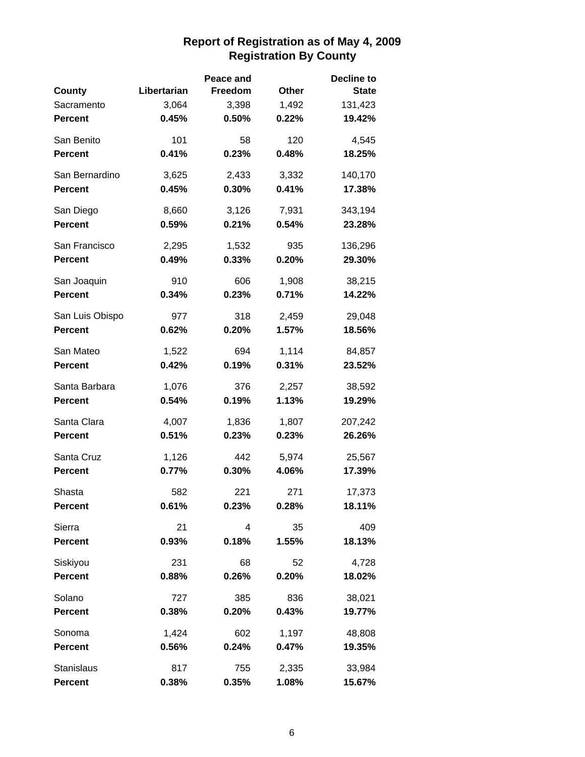# Report of Registration as of May 4, 2009
## Registration By County

| County | Libertarian | Peace and Freedom | Other | Decline to State |
|---|---|---|---|---|
| Sacramento | 3,064 | 3,398 | 1,492 | 131,423 |
| **Percent** | **0.45%** | **0.50%** | **0.22%** | **19.42%** |
| San Benito | 101 | 58 | 120 | 4,545 |
| **Percent** | **0.41%** | **0.23%** | **0.48%** | **18.25%** |
| San Bernardino | 3,625 | 2,433 | 3,332 | 140,170 |
| **Percent** | **0.45%** | **0.30%** | **0.41%** | **17.38%** |
| San Diego | 8,660 | 3,126 | 7,931 | 343,194 |
| **Percent** | **0.59%** | **0.21%** | **0.54%** | **23.28%** |
| San Francisco | 2,295 | 1,532 | 935 | 136,296 |
| **Percent** | **0.49%** | **0.33%** | **0.20%** | **29.30%** |
| San Joaquin | 910 | 606 | 1,908 | 38,215 |
| **Percent** | **0.34%** | **0.23%** | **0.71%** | **14.22%** |
| San Luis Obispo | 977 | 318 | 2,459 | 29,048 |
| **Percent** | **0.62%** | **0.20%** | **1.57%** | **18.56%** |
| San Mateo | 1,522 | 694 | 1,114 | 84,857 |
| **Percent** | **0.42%** | **0.19%** | **0.31%** | **23.52%** |
| Santa Barbara | 1,076 | 376 | 2,257 | 38,592 |
| **Percent** | **0.54%** | **0.19%** | **1.13%** | **19.29%** |
| Santa Clara | 4,007 | 1,836 | 1,807 | 207,242 |
| **Percent** | **0.51%** | **0.23%** | **0.23%** | **26.26%** |
| Santa Cruz | 1,126 | 442 | 5,974 | 25,567 |
| **Percent** | **0.77%** | **0.30%** | **4.06%** | **17.39%** |
| Shasta | 582 | 221 | 271 | 17,373 |
| **Percent** | **0.61%** | **0.23%** | **0.28%** | **18.11%** |
| Sierra | 21 | 4 | 35 | 409 |
| **Percent** | **0.93%** | **0.18%** | **1.55%** | **18.13%** |
| Siskiyou | 231 | 68 | 52 | 4,728 |
| **Percent** | **0.88%** | **0.26%** | **0.20%** | **18.02%** |
| Solano | 727 | 385 | 836 | 38,021 |
| **Percent** | **0.38%** | **0.20%** | **0.43%** | **19.77%** |
| Sonoma | 1,424 | 602 | 1,197 | 48,808 |
| **Percent** | **0.56%** | **0.24%** | **0.47%** | **19.35%** |
| Stanislaus | 817 | 755 | 2,335 | 33,984 |
| **Percent** | **0.38%** | **0.35%** | **1.08%** | **15.67%** |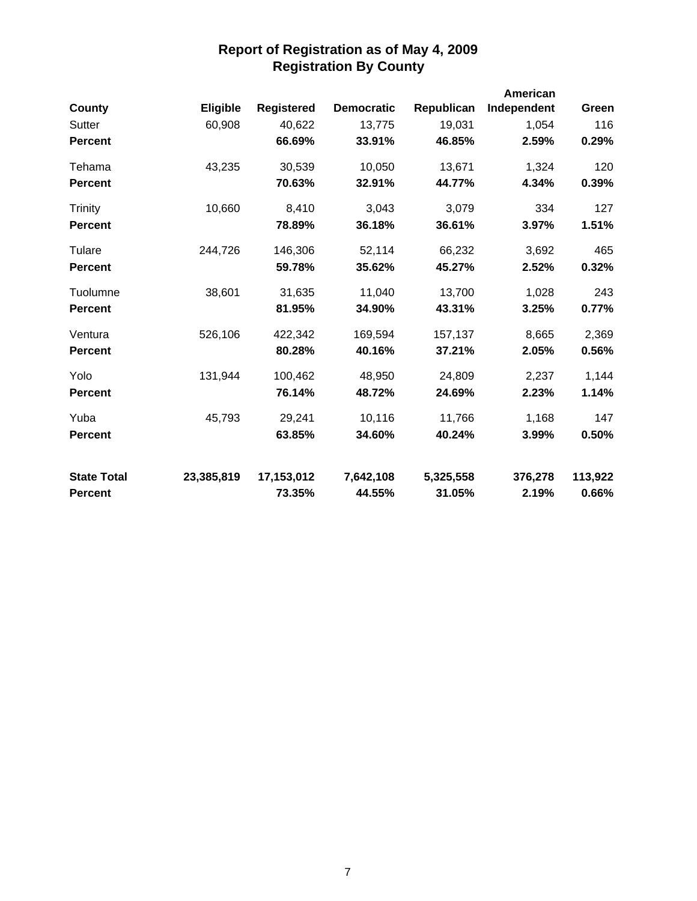# Report of Registration as of May 4, 2009
## Registration By County

| County | Eligible | Registered | Democratic | Republican | American Independent | Green |
|---|---|---|---|---|---|---|
| Sutter | 60,908 | 40,622 | 13,775 | 19,031 | 1,054 | 116 |
| **Percent** | | **66.69%** | **33.91%** | **46.85%** | **2.59%** | **0.29%** |
| Tehama | 43,235 | 30,539 | 10,050 | 13,671 | 1,324 | 120 |
| **Percent** | | **70.63%** | **32.91%** | **44.77%** | **4.34%** | **0.39%** |
| Trinity | 10,660 | 8,410 | 3,043 | 3,079 | 334 | 127 |
| **Percent** | | **78.89%** | **36.18%** | **36.61%** | **3.97%** | **1.51%** |
| Tulare | 244,726 | 146,306 | 52,114 | 66,232 | 3,692 | 465 |
| **Percent** | | **59.78%** | **35.62%** | **45.27%** | **2.52%** | **0.32%** |
| Tuolumne | 38,601 | 31,635 | 11,040 | 13,700 | 1,028 | 243 |
| **Percent** | | **81.95%** | **34.90%** | **43.31%** | **3.25%** | **0.77%** |
| Ventura | 526,106 | 422,342 | 169,594 | 157,137 | 8,665 | 2,369 |
| **Percent** | | **80.28%** | **40.16%** | **37.21%** | **2.05%** | **0.56%** |
| Yolo | 131,944 | 100,462 | 48,950 | 24,809 | 2,237 | 1,144 |
| **Percent** | | **76.14%** | **48.72%** | **24.69%** | **2.23%** | **1.14%** |
| Yuba | 45,793 | 29,241 | 10,116 | 11,766 | 1,168 | 147 |
| **Percent** | | **63.85%** | **34.60%** | **40.24%** | **3.99%** | **0.50%** |
| **State Total** | **23,385,819** | **17,153,012** | **7,642,108** | **5,325,558** | **376,278** | **113,922** |
| **Percent** | | **73.35%** | **44.55%** | **31.05%** | **2.19%** | **0.66%** |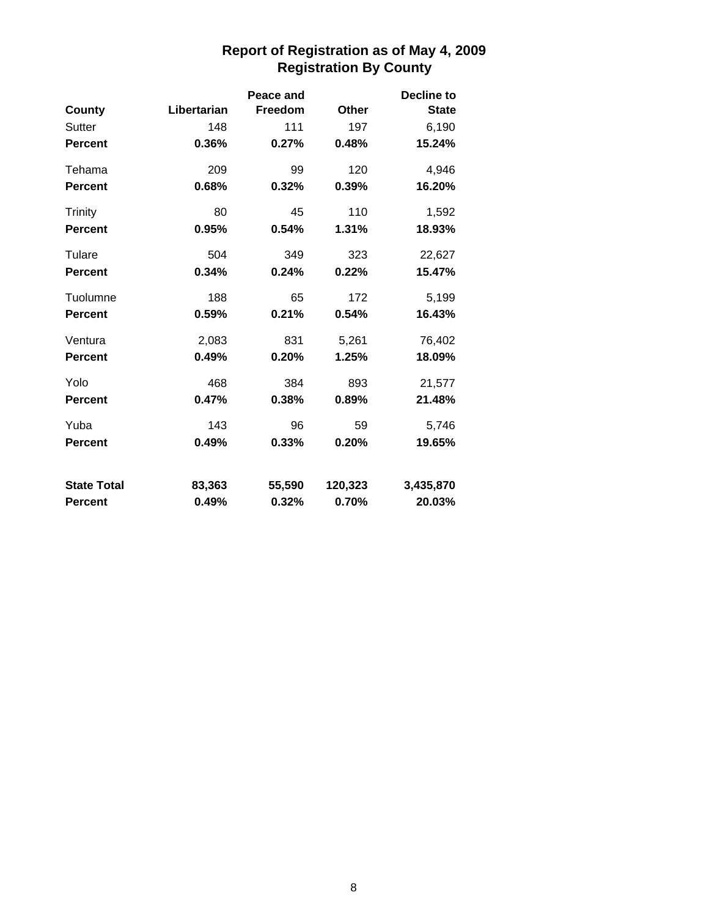## Report of Registration as of May 4, 2009
## Registration By County

| County | Libertarian | Peace and Freedom | Other | Decline to State |
|---|---|---|---|---|
| Sutter | 148 | 111 | 197 | 6,190 |
| **Percent** | **0.36%** | **0.27%** | **0.48%** | **15.24%** |
| Tehama | 209 | 99 | 120 | 4,946 |
| **Percent** | **0.68%** | **0.32%** | **0.39%** | **16.20%** |
| Trinity | 80 | 45 | 110 | 1,592 |
| **Percent** | **0.95%** | **0.54%** | **1.31%** | **18.93%** |
| Tulare | 504 | 349 | 323 | 22,627 |
| **Percent** | **0.34%** | **0.24%** | **0.22%** | **15.47%** |
| Tuolumne | 188 | 65 | 172 | 5,199 |
| **Percent** | **0.59%** | **0.21%** | **0.54%** | **16.43%** |
| Ventura | 2,083 | 831 | 5,261 | 76,402 |
| **Percent** | **0.49%** | **0.20%** | **1.25%** | **18.09%** |
| Yolo | 468 | 384 | 893 | 21,577 |
| **Percent** | **0.47%** | **0.38%** | **0.89%** | **21.48%** |
| Yuba | 143 | 96 | 59 | 5,746 |
| **Percent** | **0.49%** | **0.33%** | **0.20%** | **19.65%** |
| **State Total** | **83,363** | **55,590** | **120,323** | **3,435,870** |
| **Percent** | **0.49%** | **0.32%** | **0.70%** | **20.03%** |